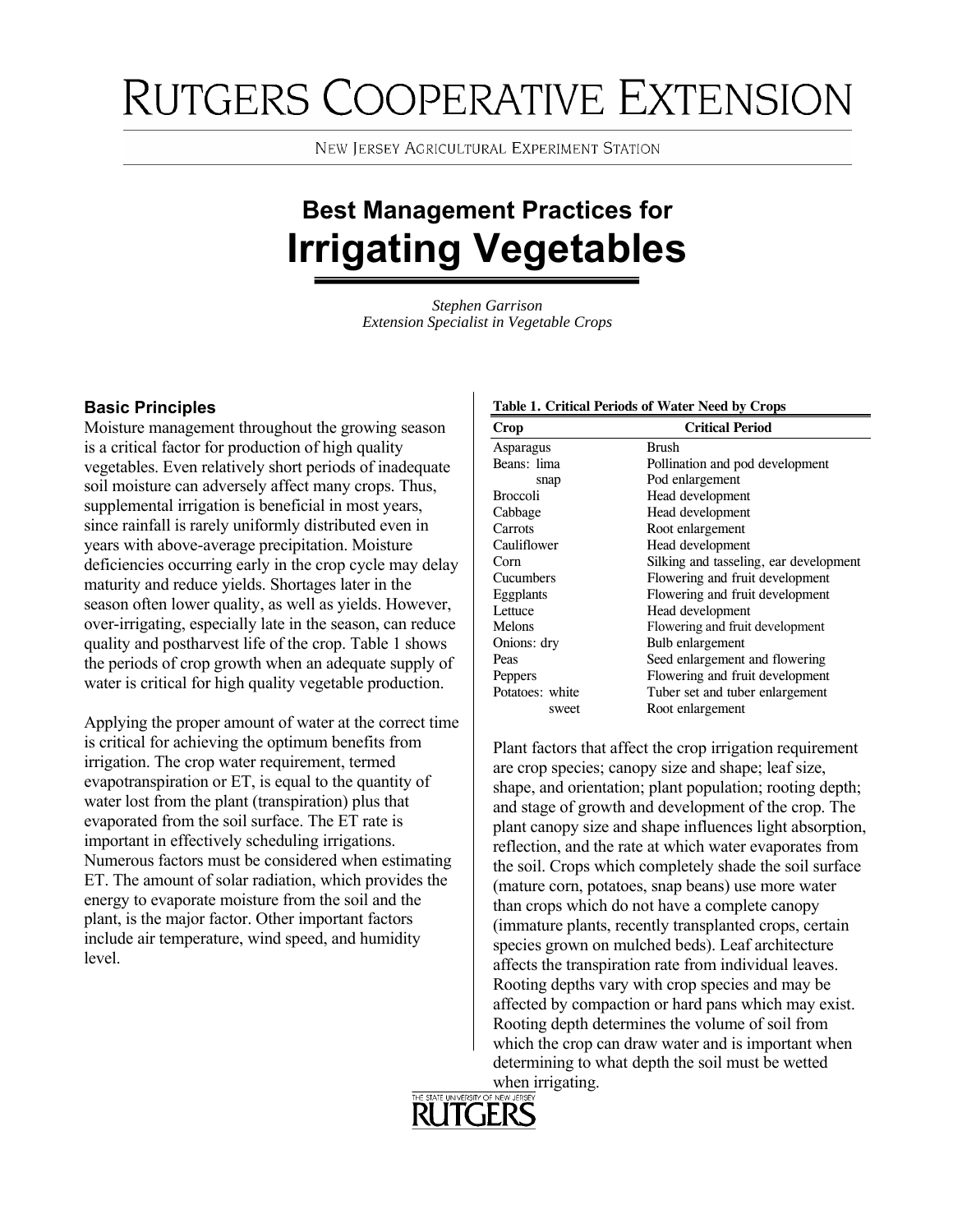# RUTGERS COOPERATIVE EXTENSION

NEW JERSEY AGRICULTURAL EXPERIMENT STATION

## Best Management Practices for Irrigating Vegetables

*Stephen Garrison*
*Extension Specialist in Vegetable Crops*

### Basic Principles

Moisture management throughout the growing season is a critical factor for production of high quality vegetables. Even relatively short periods of inadequate soil moisture can adversely affect many crops. Thus, supplemental irrigation is beneficial in most years, since rainfall is rarely uniformly distributed even in years with above-average precipitation. Moisture deficiencies occurring early in the crop cycle may delay maturity and reduce yields. Shortages later in the season often lower quality, as well as yields. However, over-irrigating, especially late in the season, can reduce quality and postharvest life of the crop. Table 1 shows the periods of crop growth when an adequate supply of water is critical for high quality vegetable production.

Applying the proper amount of water at the correct time is critical for achieving the optimum benefits from irrigation. The crop water requirement, termed evapotranspiration or ET, is equal to the quantity of water lost from the plant (transpiration) plus that evaporated from the soil surface. The ET rate is important in effectively scheduling irrigations. Numerous factors must be considered when estimating ET. The amount of solar radiation, which provides the energy to evaporate moisture from the soil and the plant, is the major factor. Other important factors include air temperature, wind speed, and humidity level.

**Table 1. Critical Periods of Water Need by Crops**

| Crop | Critical Period |
|---|---|
| Asparagus | Brush |
| Beans: lima | Pollination and pod development |
| snap | Pod enlargement |
| Broccoli | Head development |
| Cabbage | Head development |
| Carrots | Root enlargement |
| Cauliflower | Head development |
| Corn | Silking and tasseling, ear development |
| Cucumbers | Flowering and fruit development |
| Eggplants | Flowering and fruit development |
| Lettuce | Head development |
| Melons | Flowering and fruit development |
| Onions: dry | Bulb enlargement |
| Peas | Seed enlargement and flowering |
| Peppers | Flowering and fruit development |
| Potatoes: white | Tuber set and tuber enlargement |
| sweet | Root enlargement |

Plant factors that affect the crop irrigation requirement are crop species; canopy size and shape; leaf size, shape, and orientation; plant population; rooting depth; and stage of growth and development of the crop. The plant canopy size and shape influences light absorption, reflection, and the rate at which water evaporates from the soil. Crops which completely shade the soil surface (mature corn, potatoes, snap beans) use more water than crops which do not have a complete canopy (immature plants, recently transplanted crops, certain species grown on mulched beds). Leaf architecture affects the transpiration rate from individual leaves. Rooting depths vary with crop species and may be affected by compaction or hard pans which may exist. Rooting depth determines the volume of soil from which the crop can draw water and is important when determining to what depth the soil must be wetted when irrigating.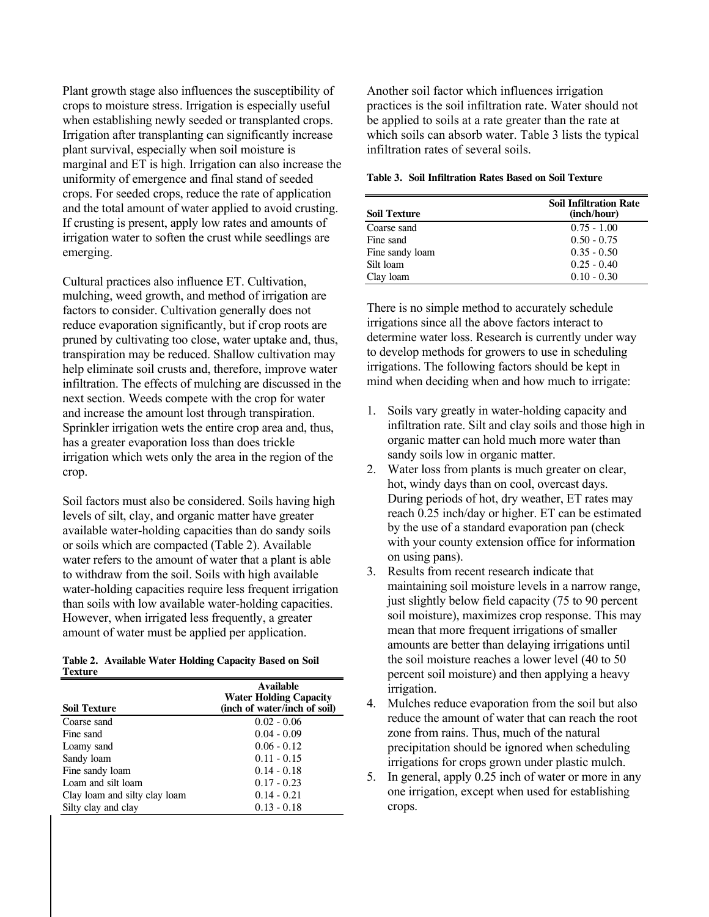Plant growth stage also influences the susceptibility of crops to moisture stress. Irrigation is especially useful when establishing newly seeded or transplanted crops. Irrigation after transplanting can significantly increase plant survival, especially when soil moisture is marginal and ET is high. Irrigation can also increase the uniformity of emergence and final stand of seeded crops. For seeded crops, reduce the rate of application and the total amount of water applied to avoid crusting. If crusting is present, apply low rates and amounts of irrigation water to soften the crust while seedlings are emerging.

Cultural practices also influence ET. Cultivation, mulching, weed growth, and method of irrigation are factors to consider. Cultivation generally does not reduce evaporation significantly, but if crop roots are pruned by cultivating too close, water uptake and, thus, transpiration may be reduced. Shallow cultivation may help eliminate soil crusts and, therefore, improve water infiltration. The effects of mulching are discussed in the next section. Weeds compete with the crop for water and increase the amount lost through transpiration. Sprinkler irrigation wets the entire crop area and, thus, has a greater evaporation loss than does trickle irrigation which wets only the area in the region of the crop.

Soil factors must also be considered. Soils having high levels of silt, clay, and organic matter have greater available water-holding capacities than do sandy soils or soils which are compacted (Table 2). Available water refers to the amount of water that a plant is able to withdraw from the soil. Soils with high available water-holding capacities require less frequent irrigation than soils with low available water-holding capacities. However, when irrigated less frequently, a greater amount of water must be applied per application.

**Table 2. Available Water Holding Capacity Based on Soil Texture**

| Soil Texture | Available Water Holding Capacity (inch of water/inch of soil) |
|---|---|
| Coarse sand | 0.02 - 0.06 |
| Fine sand | 0.04 - 0.09 |
| Loamy sand | 0.06 - 0.12 |
| Sandy loam | 0.11 - 0.15 |
| Fine sandy loam | 0.14 - 0.18 |
| Loam and silt loam | 0.17 - 0.23 |
| Clay loam and silty clay loam | 0.14 - 0.21 |
| Silty clay and clay | 0.13 - 0.18 |

Another soil factor which influences irrigation practices is the soil infiltration rate. Water should not be applied to soils at a rate greater than the rate at which soils can absorb water. Table 3 lists the typical infiltration rates of several soils.

**Table 3. Soil Infiltration Rates Based on Soil Texture**

| Soil Texture | Soil Infiltration Rate (inch/hour) |
|---|---|
| Coarse sand | 0.75 - 1.00 |
| Fine sand | 0.50 - 0.75 |
| Fine sandy loam | 0.35 - 0.50 |
| Silt loam | 0.25 - 0.40 |
| Clay loam | 0.10 - 0.30 |

There is no simple method to accurately schedule irrigations since all the above factors interact to determine water loss. Research is currently under way to develop methods for growers to use in scheduling irrigations. The following factors should be kept in mind when deciding when and how much to irrigate:

1. Soils vary greatly in water-holding capacity and infiltration rate. Silt and clay soils and those high in organic matter can hold much more water than sandy soils low in organic matter.
2. Water loss from plants is much greater on clear, hot, windy days than on cool, overcast days. During periods of hot, dry weather, ET rates may reach 0.25 inch/day or higher. ET can be estimated by the use of a standard evaporation pan (check with your county extension office for information on using pans).
3. Results from recent research indicate that maintaining soil moisture levels in a narrow range, just slightly below field capacity (75 to 90 percent soil moisture), maximizes crop response. This may mean that more frequent irrigations of smaller amounts are better than delaying irrigations until the soil moisture reaches a lower level (40 to 50 percent soil moisture) and then applying a heavy irrigation.
4. Mulches reduce evaporation from the soil but also reduce the amount of water that can reach the root zone from rains. Thus, much of the natural precipitation should be ignored when scheduling irrigations for crops grown under plastic mulch.
5. In general, apply 0.25 inch of water or more in any one irrigation, except when used for establishing crops.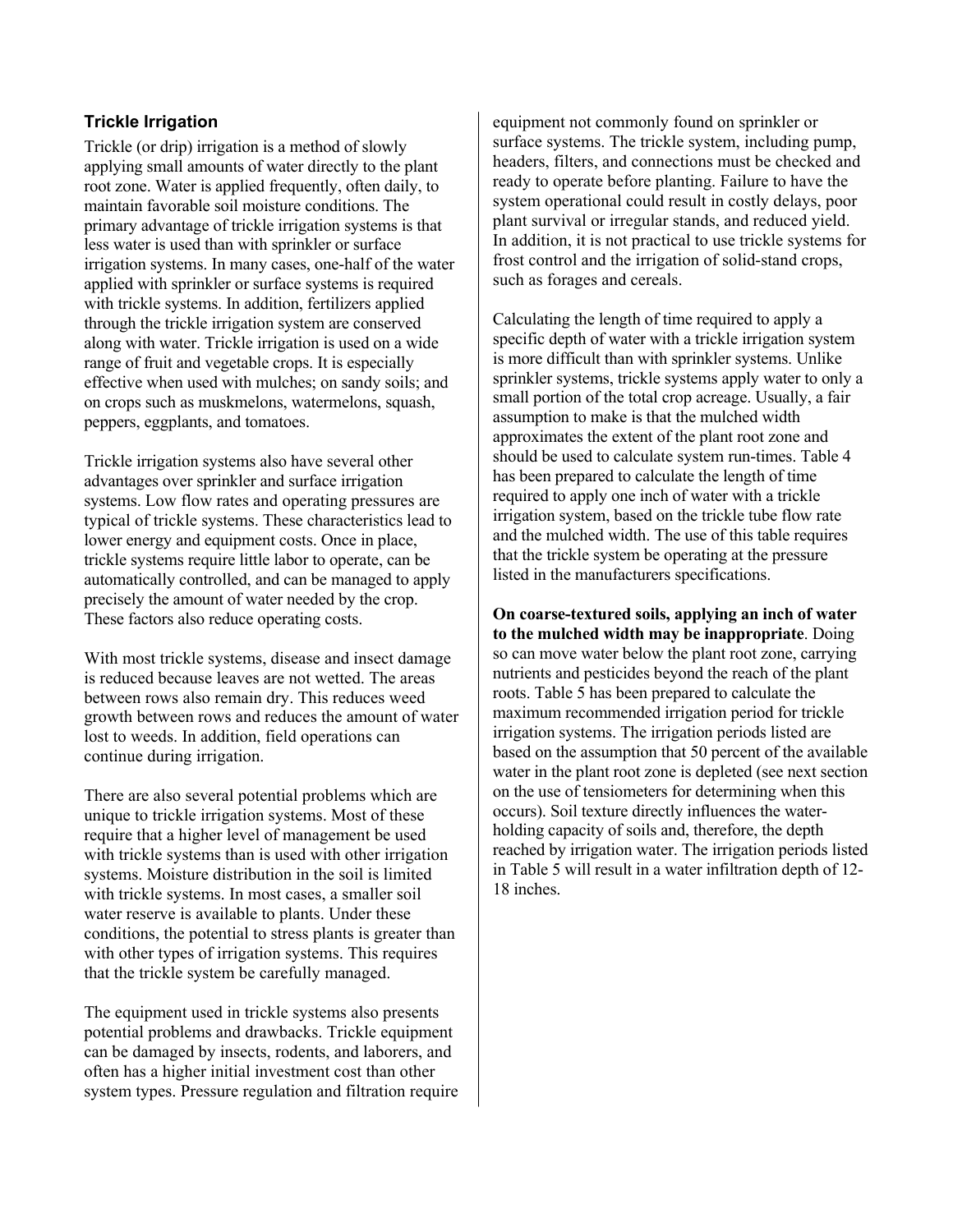### Trickle Irrigation

Trickle (or drip) irrigation is a method of slowly applying small amounts of water directly to the plant root zone. Water is applied frequently, often daily, to maintain favorable soil moisture conditions. The primary advantage of trickle irrigation systems is that less water is used than with sprinkler or surface irrigation systems. In many cases, one-half of the water applied with sprinkler or surface systems is required with trickle systems. In addition, fertilizers applied through the trickle irrigation system are conserved along with water. Trickle irrigation is used on a wide range of fruit and vegetable crops. It is especially effective when used with mulches; on sandy soils; and on crops such as muskmelons, watermelons, squash, peppers, eggplants, and tomatoes.

Trickle irrigation systems also have several other advantages over sprinkler and surface irrigation systems. Low flow rates and operating pressures are typical of trickle systems. These characteristics lead to lower energy and equipment costs. Once in place, trickle systems require little labor to operate, can be automatically controlled, and can be managed to apply precisely the amount of water needed by the crop. These factors also reduce operating costs.

With most trickle systems, disease and insect damage is reduced because leaves are not wetted. The areas between rows also remain dry. This reduces weed growth between rows and reduces the amount of water lost to weeds. In addition, field operations can continue during irrigation.

There are also several potential problems which are unique to trickle irrigation systems. Most of these require that a higher level of management be used with trickle systems than is used with other irrigation systems. Moisture distribution in the soil is limited with trickle systems. In most cases, a smaller soil water reserve is available to plants. Under these conditions, the potential to stress plants is greater than with other types of irrigation systems. This requires that the trickle system be carefully managed.

The equipment used in trickle systems also presents potential problems and drawbacks. Trickle equipment can be damaged by insects, rodents, and laborers, and often has a higher initial investment cost than other system types. Pressure regulation and filtration require equipment not commonly found on sprinkler or surface systems. The trickle system, including pump, headers, filters, and connections must be checked and ready to operate before planting. Failure to have the system operational could result in costly delays, poor plant survival or irregular stands, and reduced yield. In addition, it is not practical to use trickle systems for frost control and the irrigation of solid-stand crops, such as forages and cereals.

Calculating the length of time required to apply a specific depth of water with a trickle irrigation system is more difficult than with sprinkler systems. Unlike sprinkler systems, trickle systems apply water to only a small portion of the total crop acreage. Usually, a fair assumption to make is that the mulched width approximates the extent of the plant root zone and should be used to calculate system run-times. Table 4 has been prepared to calculate the length of time required to apply one inch of water with a trickle irrigation system, based on the trickle tube flow rate and the mulched width. The use of this table requires that the trickle system be operating at the pressure listed in the manufacturers specifications.

**On coarse-textured soils, applying an inch of water to the mulched width may be inappropriate**. Doing so can move water below the plant root zone, carrying nutrients and pesticides beyond the reach of the plant roots. Table 5 has been prepared to calculate the maximum recommended irrigation period for trickle irrigation systems. The irrigation periods listed are based on the assumption that 50 percent of the available water in the plant root zone is depleted (see next section on the use of tensiometers for determining when this occurs). Soil texture directly influences the water-holding capacity of soils and, therefore, the depth reached by irrigation water. The irrigation periods listed in Table 5 will result in a water infiltration depth of 12-18 inches.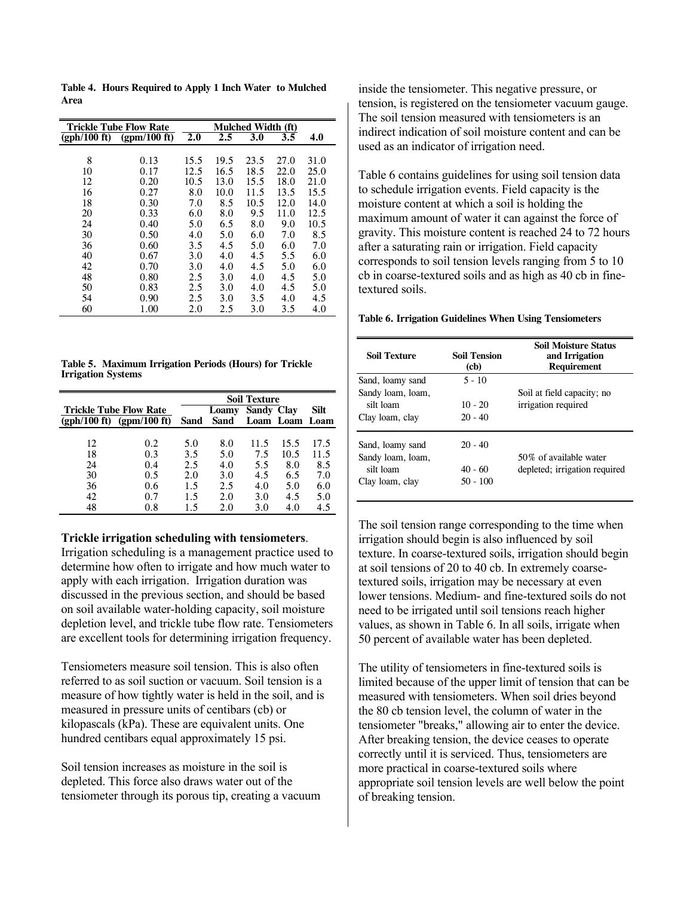**Table 4. Hours Required to Apply 1 Inch Water to Mulched Area**

| Trickle Tube Flow Rate | | Mulched Width (ft) | | | | |
|---|---|---|---|---|---|---|
| (gph/100 ft) | (gpm/100 ft) | 2.0 | 2.5 | 3.0 | 3.5 | 4.0 |
| 8 | 0.13 | 15.5 | 19.5 | 23.5 | 27.0 | 31.0 |
| 10 | 0.17 | 12.5 | 16.5 | 18.5 | 22.0 | 25.0 |
| 12 | 0.20 | 10.5 | 13.0 | 15.5 | 18.0 | 21.0 |
| 16 | 0.27 | 8.0 | 10.0 | 11.5 | 13.5 | 15.5 |
| 18 | 0.30 | 7.0 | 8.5 | 10.5 | 12.0 | 14.0 |
| 20 | 0.33 | 6.0 | 8.0 | 9.5 | 11.0 | 12.5 |
| 24 | 0.40 | 5.0 | 6.5 | 8.0 | 9.0 | 10.5 |
| 30 | 0.50 | 4.0 | 5.0 | 6.0 | 7.0 | 8.5 |
| 36 | 0.60 | 3.5 | 4.5 | 5.0 | 6.0 | 7.0 |
| 40 | 0.67 | 3.0 | 4.0 | 4.5 | 5.5 | 6.0 |
| 42 | 0.70 | 3.0 | 4.0 | 4.5 | 5.0 | 6.0 |
| 48 | 0.80 | 2.5 | 3.0 | 4.0 | 4.5 | 5.0 |
| 50 | 0.83 | 2.5 | 3.0 | 4.0 | 4.5 | 5.0 |
| 54 | 0.90 | 2.5 | 3.0 | 3.5 | 4.0 | 4.5 |
| 60 | 1.00 | 2.0 | 2.5 | 3.0 | 3.5 | 4.0 |

**Table 5. Maximum Irrigation Periods (Hours) for Trickle Irrigation Systems**

| Trickle Tube Flow Rate | | Soil Texture | | | | |
|---|---|---|---|---|---|---|
| (gph/100 ft) | (gpm/100 ft) | Sand | Loamy Sand | Sandy Loam | Clay Loam | Silt Loam |
| 12 | 0.2 | 5.0 | 8.0 | 11.5 | 15.5 | 17.5 |
| 18 | 0.3 | 3.5 | 5.0 | 7.5 | 10.5 | 11.5 |
| 24 | 0.4 | 2.5 | 4.0 | 5.5 | 8.0 | 8.5 |
| 30 | 0.5 | 2.0 | 3.0 | 4.5 | 6.5 | 7.0 |
| 36 | 0.6 | 1.5 | 2.5 | 4.0 | 5.0 | 6.0 |
| 42 | 0.7 | 1.5 | 2.0 | 3.0 | 4.5 | 5.0 |
| 48 | 0.8 | 1.5 | 2.0 | 3.0 | 4.0 | 4.5 |

**Trickle irrigation scheduling with tensiometers**. Irrigation scheduling is a management practice used to determine how often to irrigate and how much water to apply with each irrigation. Irrigation duration was discussed in the previous section, and should be based on soil available water-holding capacity, soil moisture depletion level, and trickle tube flow rate. Tensiometers are excellent tools for determining irrigation frequency.

Tensiometers measure soil tension. This is also often referred to as soil suction or vacuum. Soil tension is a measure of how tightly water is held in the soil, and is measured in pressure units of centibars (cb) or kilopascals (kPa). These are equivalent units. One hundred centibars equal approximately 15 psi.

Soil tension increases as moisture in the soil is depleted. This force also draws water out of the tensiometer through its porous tip, creating a vacuum inside the tensiometer. This negative pressure, or tension, is registered on the tensiometer vacuum gauge. The soil tension measured with tensiometers is an indirect indication of soil moisture content and can be used as an indicator of irrigation need.

Table 6 contains guidelines for using soil tension data to schedule irrigation events. Field capacity is the moisture content at which a soil is holding the maximum amount of water it can against the force of gravity. This moisture content is reached 24 to 72 hours after a saturating rain or irrigation. Field capacity corresponds to soil tension levels ranging from 5 to 10 cb in coarse-textured soils and as high as 40 cb in fine-textured soils.

**Table 6. Irrigation Guidelines When Using Tensiometers**

| Soil Texture | Soil Tension (cb) | Soil Moisture Status and Irrigation Requirement |
|---|---|---|
| Sand, loamy sand | 5 - 10 | Soil at field capacity; no irrigation required |
| Sandy loam, loam, silt loam | 10 - 20 | |
| Clay loam, clay | 20 - 40 | |
| Sand, loamy sand | 20 - 40 | 50% of available water depleted; irrigation required |
| Sandy loam, loam, silt loam | 40 - 60 | |
| Clay loam, clay | 50 - 100 | |

The soil tension range corresponding to the time when irrigation should begin is also influenced by soil texture. In coarse-textured soils, irrigation should begin at soil tensions of 20 to 40 cb. In extremely coarse-textured soils, irrigation may be necessary at even lower tensions. Medium- and fine-textured soils do not need to be irrigated until soil tensions reach higher values, as shown in Table 6. In all soils, irrigate when 50 percent of available water has been depleted.

The utility of tensiometers in fine-textured soils is limited because of the upper limit of tension that can be measured with tensiometers. When soil dries beyond the 80 cb tension level, the column of water in the tensiometer "breaks," allowing air to enter the device. After breaking tension, the device ceases to operate correctly until it is serviced. Thus, tensiometers are more practical in coarse-textured soils where appropriate soil tension levels are well below the point of breaking tension.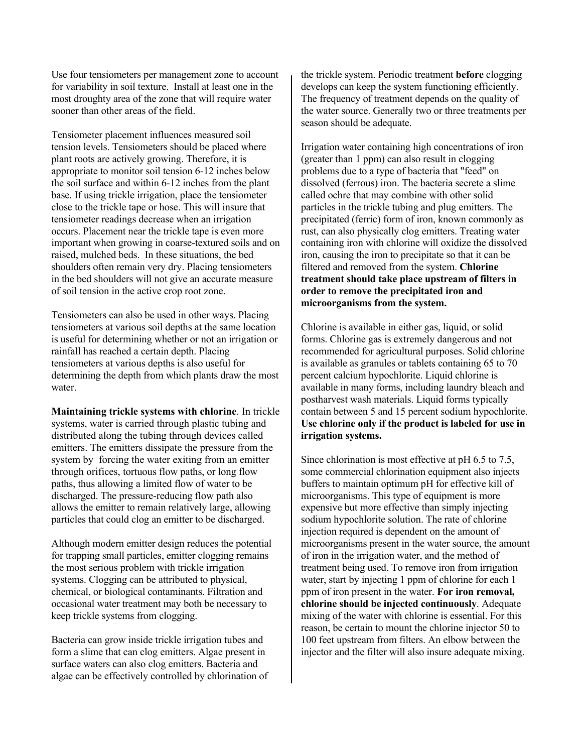Use four tensiometers per management zone to account for variability in soil texture. Install at least one in the most droughty area of the zone that will require water sooner than other areas of the field.

Tensiometer placement influences measured soil tension levels. Tensiometers should be placed where plant roots are actively growing. Therefore, it is appropriate to monitor soil tension 6-12 inches below the soil surface and within 6-12 inches from the plant base. If using trickle irrigation, place the tensiometer close to the trickle tape or hose. This will insure that tensiometer readings decrease when an irrigation occurs. Placement near the trickle tape is even more important when growing in coarse-textured soils and on raised, mulched beds. In these situations, the bed shoulders often remain very dry. Placing tensiometers in the bed shoulders will not give an accurate measure of soil tension in the active crop root zone.

Tensiometers can also be used in other ways. Placing tensiometers at various soil depths at the same location is useful for determining whether or not an irrigation or rainfall has reached a certain depth. Placing tensiometers at various depths is also useful for determining the depth from which plants draw the most water.

**Maintaining trickle systems with chlorine**. In trickle systems, water is carried through plastic tubing and distributed along the tubing through devices called emitters. The emitters dissipate the pressure from the system by forcing the water exiting from an emitter through orifices, tortuous flow paths, or long flow paths, thus allowing a limited flow of water to be discharged. The pressure-reducing flow path also allows the emitter to remain relatively large, allowing particles that could clog an emitter to be discharged.

Although modern emitter design reduces the potential for trapping small particles, emitter clogging remains the most serious problem with trickle irrigation systems. Clogging can be attributed to physical, chemical, or biological contaminants. Filtration and occasional water treatment may both be necessary to keep trickle systems from clogging.

Bacteria can grow inside trickle irrigation tubes and form a slime that can clog emitters. Algae present in surface waters can also clog emitters. Bacteria and algae can be effectively controlled by chlorination of the trickle system. Periodic treatment **before** clogging develops can keep the system functioning efficiently. The frequency of treatment depends on the quality of the water source. Generally two or three treatments per season should be adequate.

Irrigation water containing high concentrations of iron (greater than 1 ppm) can also result in clogging problems due to a type of bacteria that "feed" on dissolved (ferrous) iron. The bacteria secrete a slime called ochre that may combine with other solid particles in the trickle tubing and plug emitters. The precipitated (ferric) form of iron, known commonly as rust, can also physically clog emitters. Treating water containing iron with chlorine will oxidize the dissolved iron, causing the iron to precipitate so that it can be filtered and removed from the system. **Chlorine treatment should take place upstream of filters in order to remove the precipitated iron and microorganisms from the system.**

Chlorine is available in either gas, liquid, or solid forms. Chlorine gas is extremely dangerous and not recommended for agricultural purposes. Solid chlorine is available as granules or tablets containing 65 to 70 percent calcium hypochlorite. Liquid chlorine is available in many forms, including laundry bleach and postharvest wash materials. Liquid forms typically contain between 5 and 15 percent sodium hypochlorite. **Use chlorine only if the product is labeled for use in irrigation systems.**

Since chlorination is most effective at pH 6.5 to 7.5, some commercial chlorination equipment also injects buffers to maintain optimum pH for effective kill of microorganisms. This type of equipment is more expensive but more effective than simply injecting sodium hypochlorite solution. The rate of chlorine injection required is dependent on the amount of microorganisms present in the water source, the amount of iron in the irrigation water, and the method of treatment being used. To remove iron from irrigation water, start by injecting 1 ppm of chlorine for each 1 ppm of iron present in the water. **For iron removal, chlorine should be injected continuously**. Adequate mixing of the water with chlorine is essential. For this reason, be certain to mount the chlorine injector 50 to 100 feet upstream from filters. An elbow between the injector and the filter will also insure adequate mixing.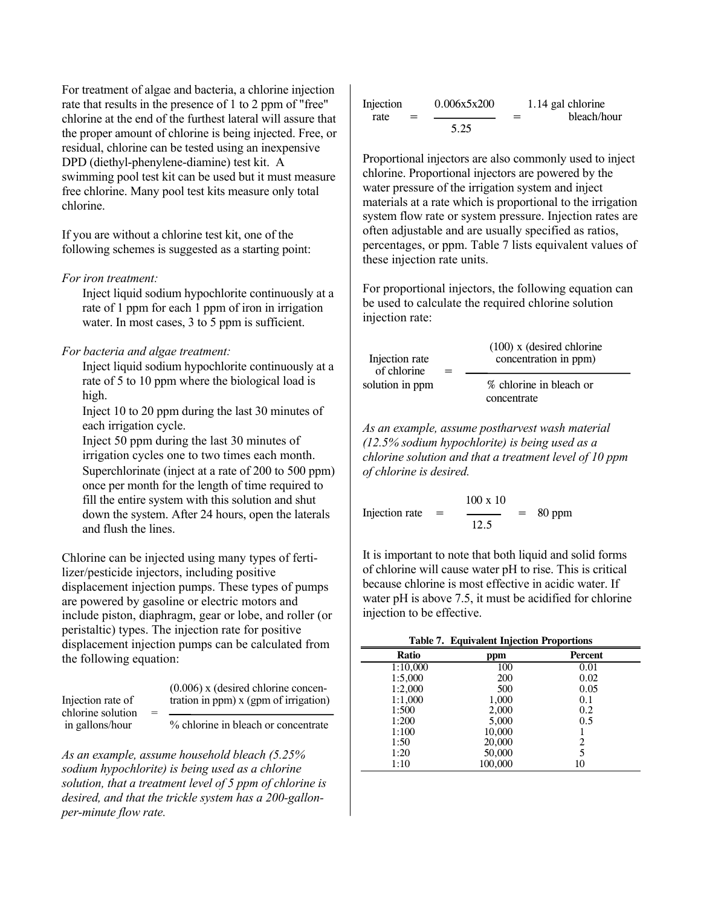For treatment of algae and bacteria, a chlorine injection rate that results in the presence of 1 to 2 ppm of "free" chlorine at the end of the furthest lateral will assure that the proper amount of chlorine is being injected. Free, or residual, chlorine can be tested using an inexpensive DPD (diethyl-phenylene-diamine) test kit. A swimming pool test kit can be used but it must measure free chlorine. Many pool test kits measure only total chlorine.

If you are without a chlorine test kit, one of the following schemes is suggested as a starting point:

*For iron treatment:*

Inject liquid sodium hypochlorite continuously at a rate of 1 ppm for each 1 ppm of iron in irrigation water. In most cases, 3 to 5 ppm is sufficient.

*For bacteria and algae treatment:*

Inject liquid sodium hypochlorite continuously at a rate of 5 to 10 ppm where the biological load is high.

Inject 10 to 20 ppm during the last 30 minutes of each irrigation cycle.

Inject 50 ppm during the last 30 minutes of irrigation cycles one to two times each month.

Superchlorinate (inject at a rate of 200 to 500 ppm) once per month for the length of time required to fill the entire system with this solution and shut down the system. After 24 hours, open the laterals and flush the lines.

Chlorine can be injected using many types of fertilizer/pesticide injectors, including positive displacement injection pumps. These types of pumps are powered by gasoline or electric motors and include piston, diaphragm, gear or lobe, and roller (or peristaltic) types. The injection rate for positive displacement injection pumps can be calculated from the following equation:

$$\text{Injection rate of chlorine solution in gallons/hour} = \frac{(0.006) \times (\text{desired chlorine concentration in ppm}) \times (\text{gpm of irrigation})}{\%\ \text{chlorine in bleach or concentrate}}$$

*As an example, assume household bleach (5.25% sodium hypochlorite) is being used as a chlorine solution, that a treatment level of 5 ppm of chlorine is desired, and that the trickle system has a 200-gallon-per-minute flow rate.*

$$\text{Injection rate} = \frac{0.006 \times 5 \times 200}{5.25} = 1.14 \text{ gal chlorine bleach/hour}$$

Proportional injectors are also commonly used to inject chlorine. Proportional injectors are powered by the water pressure of the irrigation system and inject materials at a rate which is proportional to the irrigation system flow rate or system pressure. Injection rates are often adjustable and are usually specified as ratios, percentages, or ppm. Table 7 lists equivalent values of these injection rate units.

For proportional injectors, the following equation can be used to calculate the required chlorine solution injection rate:

$$\text{Injection rate of chlorine solution in ppm} = \frac{(100) \times (\text{desired chlorine concentration in ppm})}{\%\ \text{chlorine in bleach or concentrate}}$$

*As an example, assume postharvest wash material (12.5% sodium hypochlorite) is being used as a chlorine solution and that a treatment level of 10 ppm of chlorine is desired.*

$$\text{Injection rate} = \frac{100 \times 10}{12.5} = 80 \text{ ppm}$$

It is important to note that both liquid and solid forms of chlorine will cause water pH to rise. This is critical because chlorine is most effective in acidic water. If water pH is above 7.5, it must be acidified for chlorine injection to be effective.

**Table 7. Equivalent Injection Proportions**

| Ratio | ppm | Percent |
|---|---|---|
| 1:10,000 | 100 | 0.01 |
| 1:5,000 | 200 | 0.02 |
| 1:2,000 | 500 | 0.05 |
| 1:1,000 | 1,000 | 0.1 |
| 1:500 | 2,000 | 0.2 |
| 1:200 | 5,000 | 0.5 |
| 1:100 | 10,000 | 1 |
| 1:50 | 20,000 | 2 |
| 1:20 | 50,000 | 5 |
| 1:10 | 100,000 | 10 |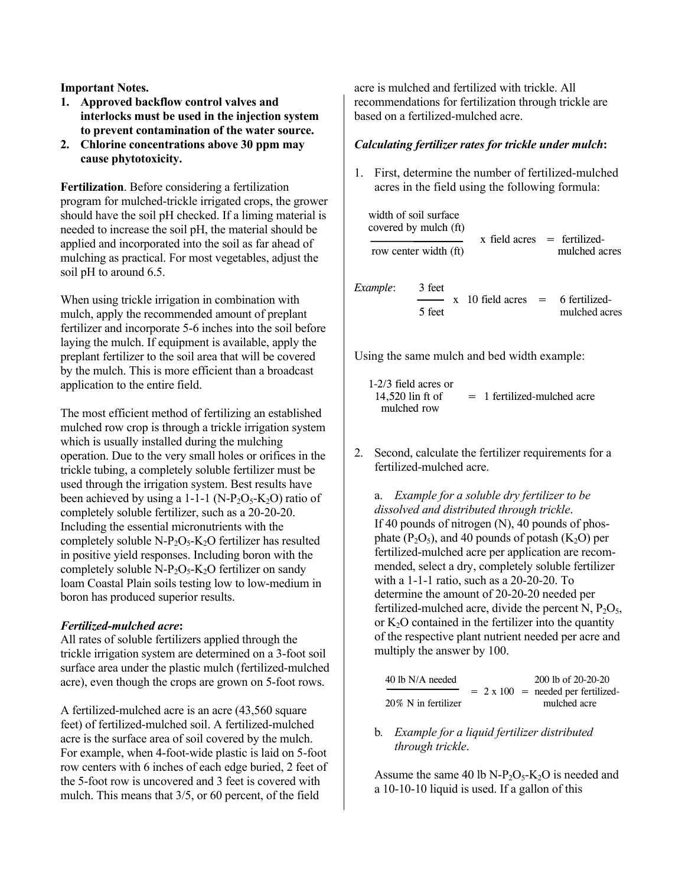**Important Notes.**

1. **Approved backflow control valves and interlocks must be used in the injection system to prevent contamination of the water source.**
2. **Chlorine concentrations above 30 ppm may cause phytotoxicity.**

**Fertilization**. Before considering a fertilization program for mulched-trickle irrigated crops, the grower should have the soil pH checked. If a liming material is needed to increase the soil pH, the material should be applied and incorporated into the soil as far ahead of mulching as practical. For most vegetables, adjust the soil pH to around 6.5.

When using trickle irrigation in combination with mulch, apply the recommended amount of preplant fertilizer and incorporate 5-6 inches into the soil before laying the mulch. If equipment is available, apply the preplant fertilizer to the soil area that will be covered by the mulch. This is more efficient than a broadcast application to the entire field.

The most efficient method of fertilizing an established mulched row crop is through a trickle irrigation system which is usually installed during the mulching operation. Due to the very small holes or orifices in the trickle tubing, a completely soluble fertilizer must be used through the irrigation system. Best results have been achieved by using a 1-1-1 ($N$-$P_2O_5$-$K_2O$) ratio of completely soluble fertilizer, such as a 20-20-20. Including the essential micronutrients with the completely soluble $N$-$P_2O_5$-$K_2O$ fertilizer has resulted in positive yield responses. Including boron with the completely soluble $N$-$P_2O_5$-$K_2O$ fertilizer on sandy loam Coastal Plain soils testing low to low-medium in boron has produced superior results.

***Fertilized-mulched acre*:**
All rates of soluble fertilizers applied through the trickle irrigation system are determined on a 3-foot soil surface area under the plastic mulch (fertilized-mulched acre), even though the crops are grown on 5-foot rows.

A fertilized-mulched acre is an acre (43,560 square feet) of fertilized-mulched soil. A fertilized-mulched acre is the surface area of soil covered by the mulch. For example, when 4-foot-wide plastic is laid on 5-foot row centers with 6 inches of each edge buried, 2 feet of the 5-foot row is uncovered and 3 feet is covered with mulch. This means that 3/5, or 60 percent, of the field acre is mulched and fertilized with trickle. All recommendations for fertilization through trickle are based on a fertilized-mulched acre.

***Calculating fertilizer rates for trickle under mulch*:**

1. First, determine the number of fertilized-mulched acres in the field using the following formula:

$$\frac{\text{width of soil surface covered by mulch (ft)}}{\text{row center width (ft)}} \times \text{field acres} = \text{fertilized-mulched acres}$$

*Example*:

$$\frac{3 \text{ feet}}{5 \text{ feet}} \times 10 \text{ field acres} = 6 \text{ fertilized-mulched acres}$$

Using the same mulch and bed width example:

1-2/3 field acres or 14,520 lin ft of mulched row = 1 fertilized-mulched acre

2. Second, calculate the fertilizer requirements for a fertilized-mulched acre.

   a. *Example for a soluble dry fertilizer to be dissolved and distributed through trickle*.
   If 40 pounds of nitrogen (N), 40 pounds of phosphate ($P_2O_5$), and 40 pounds of potash ($K_2O$) per fertilized-mulched acre per application are recommended, select a dry, completely soluble fertilizer with a 1-1-1 ratio, such as a 20-20-20. To determine the amount of 20-20-20 needed per fertilized-mulched acre, divide the percent N, $P_2O_5$, or $K_2O$ contained in the fertilizer into the quantity of the respective plant nutrient needed per acre and multiply the answer by 100.

$$\frac{\text{40 lb N/A needed}}{\text{20\% N in fertilizer}} = 2 \times 100 = \text{200 lb of 20-20-20 needed per fertilized-mulched acre}$$

   b. *Example for a liquid fertilizer distributed through trickle*.

   Assume the same 40 lb $N$-$P_2O_5$-$K_2O$ is needed and a 10-10-10 liquid is used. If a gallon of this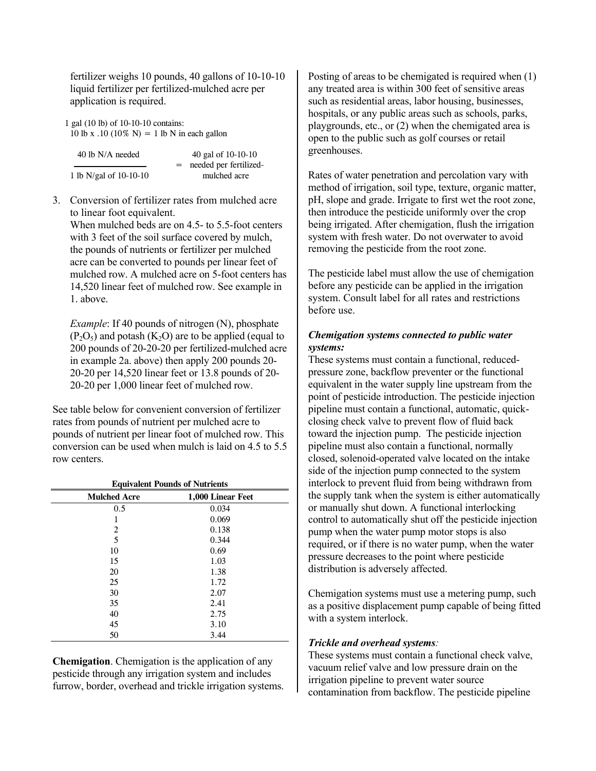fertilizer weighs 10 pounds, 40 gallons of 10-10-10 liquid fertilizer per fertilized-mulched acre per application is required.

1 gal (10 lb) of 10-10-10 contains:
10 lb x .10 (10% N) = 1 lb N in each gallon

$$\frac{\text{40 lb N/A needed}}{\text{1 lb N/gal of 10-10-10}} = \text{40 gal of 10-10-10 needed per fertilized-mulched acre}$$

3. Conversion of fertilizer rates from mulched acre to linear foot equivalent.
   When mulched beds are on 4.5- to 5.5-foot centers with 3 feet of the soil surface covered by mulch, the pounds of nutrients or fertilizer per mulched acre can be converted to pounds per linear feet of mulched row. A mulched acre on 5-foot centers has 14,520 linear feet of mulched row. See example in 1. above.

   *Example*: If 40 pounds of nitrogen (N), phosphate ($P_2O_5$) and potash ($K_2O$) are to be applied (equal to 200 pounds of 20-20-20 per fertilized-mulched acre in example 2a. above) then apply 200 pounds 20-20-20 per 14,520 linear feet or 13.8 pounds of 20-20-20 per 1,000 linear feet of mulched row.

See table below for convenient conversion of fertilizer rates from pounds of nutrient per mulched acre to pounds of nutrient per linear foot of mulched row. This conversion can be used when mulch is laid on 4.5 to 5.5 row centers.

**Equivalent Pounds of Nutrients**

| Mulched Acre | 1,000 Linear Feet |
|---|---|
| 0.5 | 0.034 |
| 1 | 0.069 |
| 2 | 0.138 |
| 5 | 0.344 |
| 10 | 0.69 |
| 15 | 1.03 |
| 20 | 1.38 |
| 25 | 1.72 |
| 30 | 2.07 |
| 35 | 2.41 |
| 40 | 2.75 |
| 45 | 3.10 |
| 50 | 3.44 |

**Chemigation**. Chemigation is the application of any pesticide through any irrigation system and includes furrow, border, overhead and trickle irrigation systems.

Posting of areas to be chemigated is required when (1) any treated area is within 300 feet of sensitive areas such as residential areas, labor housing, businesses, hospitals, or any public areas such as schools, parks, playgrounds, etc., or (2) when the chemigated area is open to the public such as golf courses or retail greenhouses.

Rates of water penetration and percolation vary with method of irrigation, soil type, texture, organic matter, pH, slope and grade. Irrigate to first wet the root zone, then introduce the pesticide uniformly over the crop being irrigated. After chemigation, flush the irrigation system with fresh water. Do not overwater to avoid removing the pesticide from the root zone.

The pesticide label must allow the use of chemigation before any pesticide can be applied in the irrigation system. Consult label for all rates and restrictions before use.

***Chemigation systems connected to public water systems:***
These systems must contain a functional, reduced-pressure zone, backflow preventer or the functional equivalent in the water supply line upstream from the point of pesticide introduction. The pesticide injection pipeline must contain a functional, automatic, quick-closing check valve to prevent flow of fluid back toward the injection pump. The pesticide injection pipeline must also contain a functional, normally closed, solenoid-operated valve located on the intake side of the injection pump connected to the system interlock to prevent fluid from being withdrawn from the supply tank when the system is either automatically or manually shut down. A functional interlocking control to automatically shut off the pesticide injection pump when the water pump motor stops is also required, or if there is no water pump, when the water pressure decreases to the point where pesticide distribution is adversely affected.

Chemigation systems must use a metering pump, such as a positive displacement pump capable of being fitted with a system interlock.

***Trickle and overhead systems*:**
These systems must contain a functional check valve, vacuum relief valve and low pressure drain on the irrigation pipeline to prevent water source contamination from backflow. The pesticide pipeline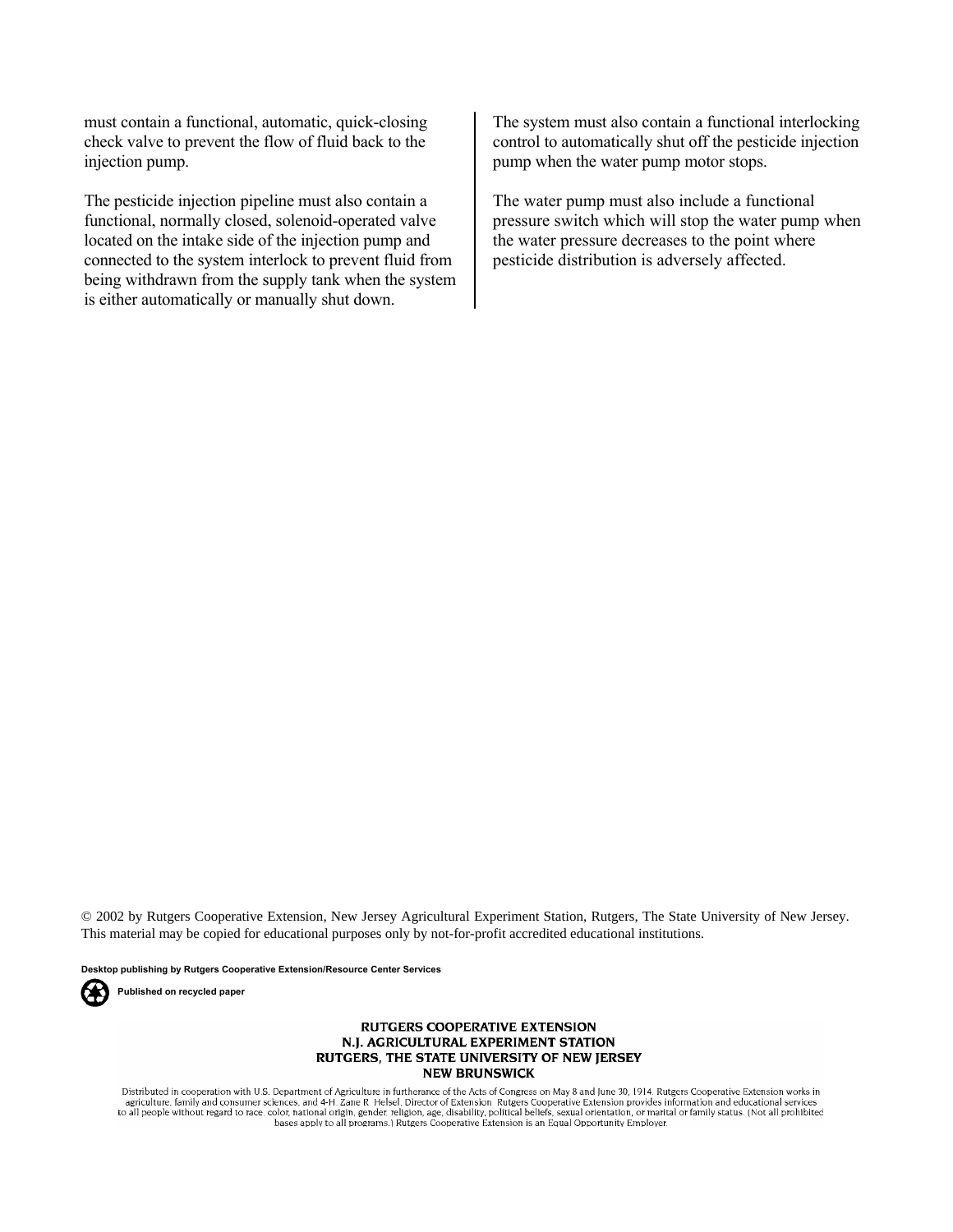must contain a functional, automatic, quick-closing check valve to prevent the flow of fluid back to the injection pump.

The pesticide injection pipeline must also contain a functional, normally closed, solenoid-operated valve located on the intake side of the injection pump and connected to the system interlock to prevent fluid from being withdrawn from the supply tank when the system is either automatically or manually shut down.

The system must also contain a functional interlocking control to automatically shut off the pesticide injection pump when the water pump motor stops.

The water pump must also include a functional pressure switch which will stop the water pump when the water pressure decreases to the point where pesticide distribution is adversely affected.

© 2002 by Rutgers Cooperative Extension, New Jersey Agricultural Experiment Station, Rutgers, The State University of New Jersey. This material may be copied for educational purposes only by not-for-profit accredited educational institutions.

**Desktop publishing by Rutgers Cooperative Extension/Resource Center Services**

**Published on recycled paper**

**RUTGERS COOPERATIVE EXTENSION**
**N.J. AGRICULTURAL EXPERIMENT STATION**
**RUTGERS, THE STATE UNIVERSITY OF NEW JERSEY**
**NEW BRUNSWICK**

Distributed in cooperation with U.S. Department of Agriculture in furtherance of the Acts of Congress on May 8 and June 30, 1914. Rutgers Cooperative Extension works in agriculture, family and consumer sciences, and 4-H. Zane R. Helsel, Director of Extension. Rutgers Cooperative Extension provides information and educational services to all people without regard to race, color, national origin, gender, religion, age, disability, political beliefs, sexual orientation, or marital or family status. (Not all prohibited bases apply to all programs.) Rutgers Cooperative Extension is an Equal Opportunity Employer.